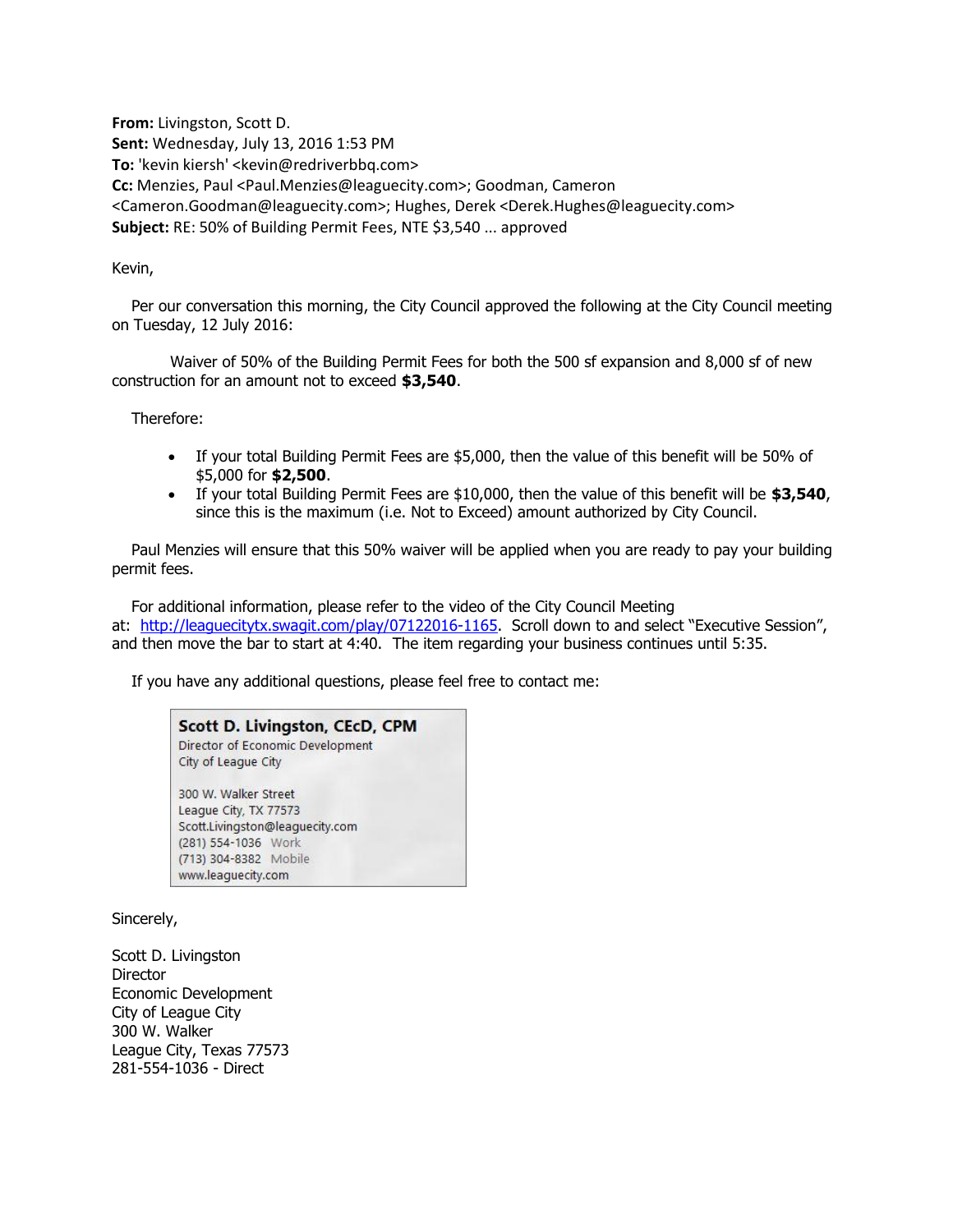**From:** Livingston, Scott D.
**Sent:** Wednesday, July 13, 2016 1:53 PM
**To:** 'kevin kiersh' <kevin@redriverbbq.com>
**Cc:** Menzies, Paul <Paul.Menzies@leaguecity.com>; Goodman, Cameron <Cameron.Goodman@leaguecity.com>; Hughes, Derek <Derek.Hughes@leaguecity.com>
**Subject:** RE: 50% of Building Permit Fees, NTE $3,540 ... approved

Kevin,

Per our conversation this morning, the City Council approved the following at the City Council meeting on Tuesday, 12 July 2016:

Waiver of 50% of the Building Permit Fees for both the 500 sf expansion and 8,000 sf of new construction for an amount not to exceed **$3,540**.

Therefore:

- If your total Building Permit Fees are $5,000, then the value of this benefit will be 50% of $5,000 for **$2,500**.
- If your total Building Permit Fees are $10,000, then the value of this benefit will be **$3,540**, since this is the maximum (i.e. Not to Exceed) amount authorized by City Council.

Paul Menzies will ensure that this 50% waiver will be applied when you are ready to pay your building permit fees.

For additional information, please refer to the video of the City Council Meeting at: http://leaguecitytx.swagit.com/play/07122016-1165. Scroll down to and select "Executive Session", and then move the bar to start at 4:40. The item regarding your business continues until 5:35.

If you have any additional questions, please feel free to contact me:

**Scott D. Livingston, CEcD, CPM**
Director of Economic Development
City of League City

300 W. Walker Street
League City, TX 77573
Scott.Livingston@leaguecity.com
(281) 554-1036 Work
(713) 304-8382 Mobile
www.leaguecity.com

Sincerely,

Scott D. Livingston
Director
Economic Development
City of League City
300 W. Walker
League City, Texas 77573
281-554-1036 - Direct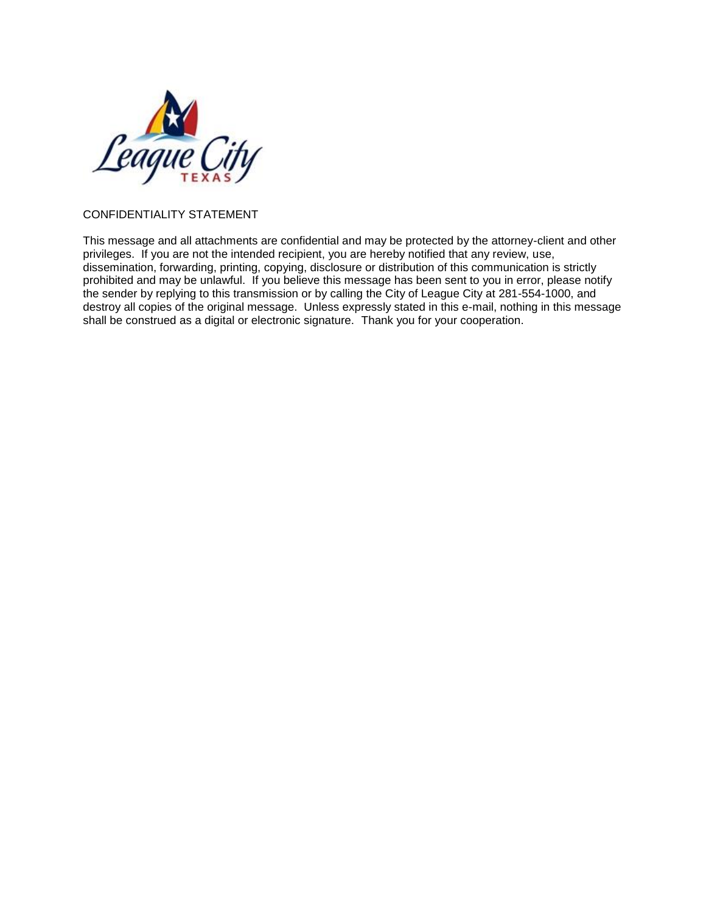CONFIDENTIALITY STATEMENT

This message and all attachments are confidential and may be protected by the attorney-client and other privileges. If you are not the intended recipient, you are hereby notified that any review, use, dissemination, forwarding, printing, copying, disclosure or distribution of this communication is strictly prohibited and may be unlawful. If you believe this message has been sent to you in error, please notify the sender by replying to this transmission or by calling the City of League City at 281-554-1000, and destroy all copies of the original message. Unless expressly stated in this e-mail, nothing in this message shall be construed as a digital or electronic signature. Thank you for your cooperation.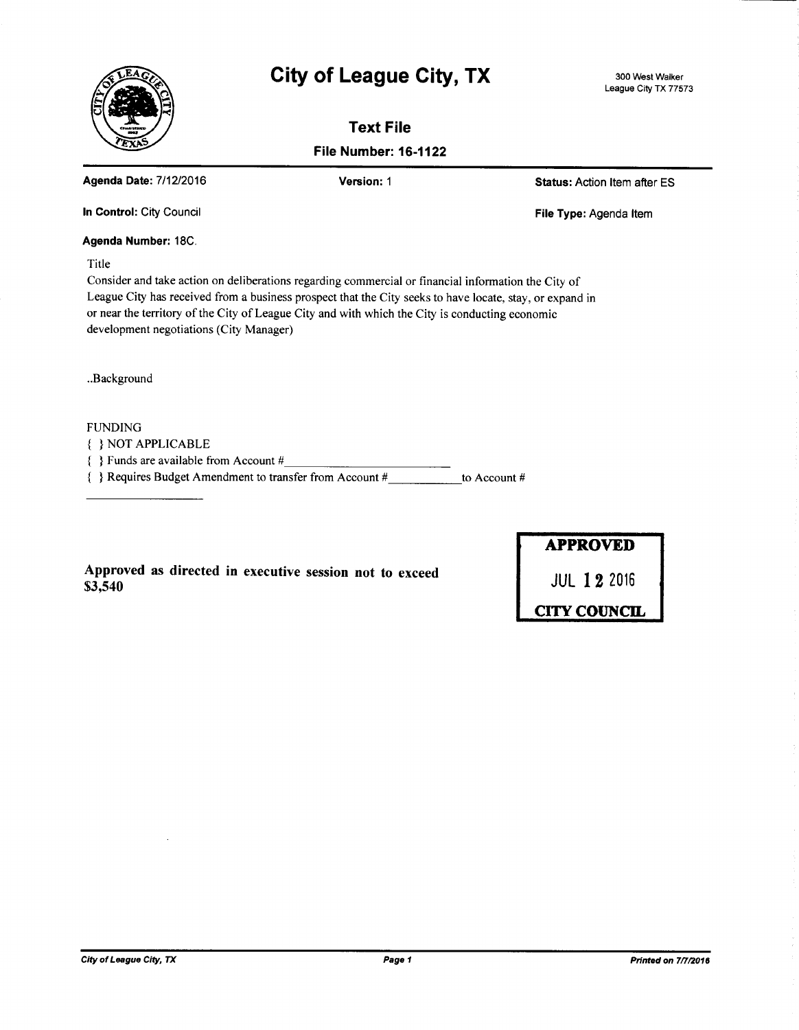# City of League City, TX

300 West Walker
League City TX 77573

## Text File

**File Number: 16-1122**

**Agenda Date:** 7/12/2016 | **Version:** 1 | **Status:** Action Item after ES

**In Control:** City Council | **File Type:** Agenda Item

**Agenda Number:** 18C.

Title

Consider and take action on deliberations regarding commercial or financial information the City of League City has received from a business prospect that the City seeks to have locate, stay, or expand in or near the territory of the City of League City and with which the City is conducting economic development negotiations (City Manager)

..Background

FUNDING

{ } NOT APPLICABLE

{ } Funds are available from Account #\_\_\_\_\_\_\_\_\_\_\_\_\_\_\_\_\_\_\_\_\_\_\_\_

{ } Requires Budget Amendment to transfer from Account #\_\_\_\_\_\_\_\_\_\_\_ to Account # \_\_\_\_\_\_\_\_\_\_\_\_\_\_\_\_\_\_\_\_

**Approved as directed in executive session not to exceed $3,540**

**APPROVED**

JUL 12 2016

**CITY COUNCIL**